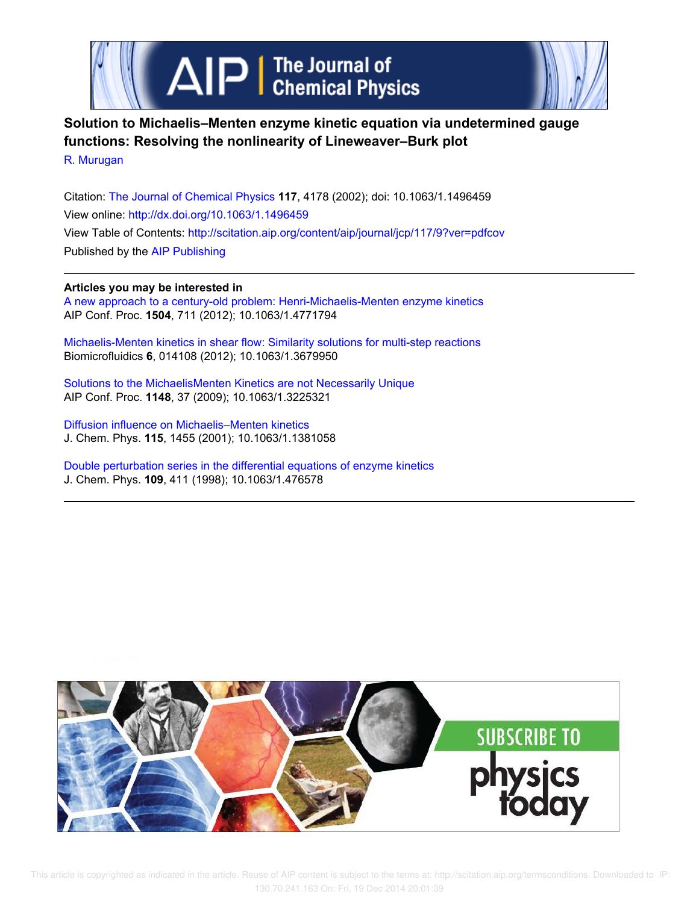# Solution to Michaelis–Menten enzyme kinetic equation via undetermined gauge functions: Resolving the nonlinearity of Lineweaver–Burk plot

R. Murugan

Citation: The Journal of Chemical Physics **117**, 4178 (2002); doi: 10.1063/1.1496459

View online: http://dx.doi.org/10.1063/1.1496459

View Table of Contents: http://scitation.aip.org/content/aip/journal/jcp/117/9?ver=pdfcov

Published by the AIP Publishing

**Articles you may be interested in**

A new approach to a century-old problem: Henri-Michaelis-Menten enzyme kinetics
AIP Conf. Proc. **1504**, 711 (2012); 10.1063/1.4771794

Michaelis-Menten kinetics in shear flow: Similarity solutions for multi-step reactions
Biomicrofluidics **6**, 014108 (2012); 10.1063/1.3679950

Solutions to the MichaelisMenten Kinetics are not Necessarily Unique
AIP Conf. Proc. **1148**, 37 (2009); 10.1063/1.3225321

Diffusion influence on Michaelis–Menten kinetics
J. Chem. Phys. **115**, 1455 (2001); 10.1063/1.1381058

Double perturbation series in the differential equations of enzyme kinetics
J. Chem. Phys. **109**, 411 (1998); 10.1063/1.476578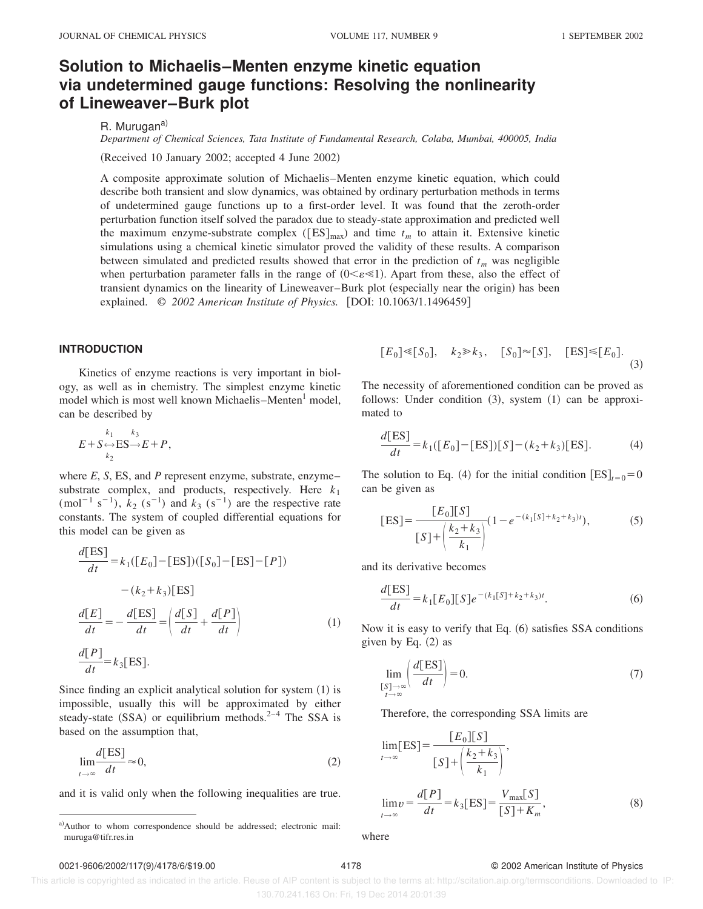# Solution to Michaelis–Menten enzyme kinetic equation via undetermined gauge functions: Resolving the nonlinearity of Lineweaver–Burk plot

R. Murugan[a]

*Department of Chemical Sciences, Tata Institute of Fundamental Research, Colaba, Mumbai, 400005, India*

(Received 10 January 2002; accepted 4 June 2002)

A composite approximate solution of Michaelis–Menten enzyme kinetic equation, which could describe both transient and slow dynamics, was obtained by ordinary perturbation methods in terms of undetermined gauge functions up to a first-order level. It was found that the zeroth-order perturbation function itself solved the paradox due to steady-state approximation and predicted well the maximum enzyme-substrate complex ($[\mathrm{ES}]_{\max}$) and time $t_m$ to attain it. Extensive kinetic simulations using a chemical kinetic simulator proved the validity of these results. A comparison between simulated and predicted results showed that error in the prediction of $t_m$ was negligible when perturbation parameter falls in the range of ($0<\varepsilon\ll 1$). Apart from these, also the effect of transient dynamics on the linearity of Lineweaver–Burk plot (especially near the origin) has been explained. © *2002 American Institute of Physics.* [DOI: 10.1063/1.1496459]

## INTRODUCTION

Kinetics of enzyme reactions is very important in biology, as well as in chemistry. The simplest enzyme kinetic model which is most well known Michaelis–Menten[1] model, can be described by

$$E+S\underset{k_2}{\overset{k_1}{\leftrightarrow}}\mathrm{ES}\overset{k_3}{\rightarrow}E+P,$$

where $E$, $S$, ES, and $P$ represent enzyme, substrate, enzyme–substrate complex, and products, respectively. Here $k_1$ ($\mathrm{mol}^{-1}\,\mathrm{s}^{-1}$), $k_2$ ($\mathrm{s}^{-1}$) and $k_3$ ($\mathrm{s}^{-1}$) are the respective rate constants. The system of coupled differential equations for this model can be given as

$$
\begin{aligned}
\frac{d[\mathrm{ES}]}{dt}&=k_1([E_0]-[\mathrm{ES}])([S_0]-[\mathrm{ES}]-[P])\\
&\quad-(k_2+k_3)[\mathrm{ES}]\\
\frac{d[E]}{dt}&=-\frac{d[\mathrm{ES}]}{dt}=\left(\frac{d[S]}{dt}+\frac{d[P]}{dt}\right) \qquad (1)\\
\frac{d[P]}{dt}&=k_3[\mathrm{ES}].
\end{aligned}
$$

Since finding an explicit analytical solution for system (1) is impossible, usually this will be approximated by either steady-state (SSA) or equilibrium methods.[2–4] The SSA is based on the assumption that,

$$\lim_{t\to\infty}\frac{d[\mathrm{ES}]}{dt}\approx 0, \qquad (2)$$

and it is valid only when the following inequalities are true.

$$[E_0]\ll[S_0],\quad k_2\gg k_3,\quad [S_0]\approx[S],\quad [\mathrm{ES}]\leqslant[E_0]. \qquad (3)$$

The necessity of aforementioned condition can be proved as follows: Under condition (3), system (1) can be approximated to

$$\frac{d[\mathrm{ES}]}{dt}=k_1([E_0]-[\mathrm{ES}])[S]-(k_2+k_3)[\mathrm{ES}]. \qquad (4)$$

The solution to Eq. (4) for the initial condition $[\mathrm{ES}]_{t=0}=0$ can be given as

$$[\mathrm{ES}]=\frac{[E_0][S]}{[S]+\left(\dfrac{k_2+k_3}{k_1}\right)}\left(1-e^{-(k_1[S]+k_2+k_3)t}\right), \qquad (5)$$

and its derivative becomes

$$\frac{d[\mathrm{ES}]}{dt}=k_1[E_0][S]e^{-(k_1[S]+k_2+k_3)t}. \qquad (6)$$

Now it is easy to verify that Eq. (6) satisfies SSA conditions given by Eq. (2) as

$$\lim_{\substack{[S]\to\infty\\ t\to\infty}}\left(\frac{d[\mathrm{ES}]}{dt}\right)=0. \qquad (7)$$

Therefore, the corresponding SSA limits are

$$\lim_{t\to\infty}[\mathrm{ES}]=\frac{[E_0][S]}{[S]+\left(\dfrac{k_2+k_3}{k_1}\right)},$$

$$\lim_{t\to\infty}v=\frac{d[P]}{dt}=k_3[\mathrm{ES}]=\frac{V_{\max}[S]}{[S]+K_m}, \qquad (8)$$

where

---

[a] Author to whom correspondence should be addressed; electronic mail: muruga@tifr.res.in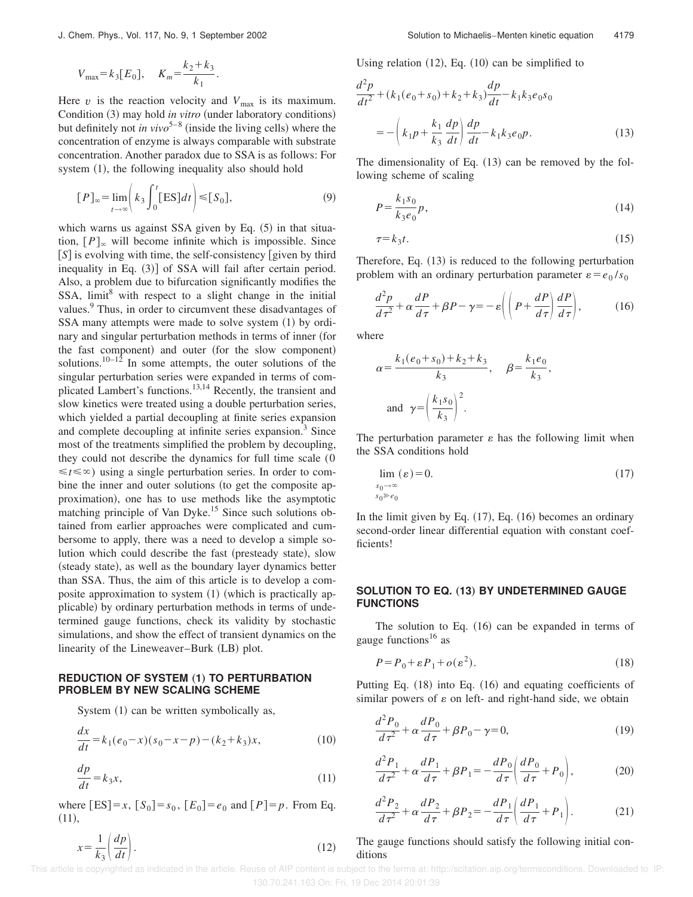$$V_{\max}=k_3[E_0], \quad K_m=\frac{k_2+k_3}{k_1}.$$

Here $v$ is the reaction velocity and $V_{\max}$ is its maximum. Condition (3) may hold *in vitro* (under laboratory conditions) but definitely not *in vivo*[5–8] (inside the living cells) where the concentration of enzyme is always comparable with substrate concentration. Another paradox due to SSA is as follows: For system (1), the following inequality also should hold

$$[P]_\infty=\lim_{t\to\infty}\left(k_3\int_0^t[\mathrm{ES}]dt\right)\leq[S_0], \tag{9}$$

which warns us against SSA given by Eq. (5) in that situation, $[P]_\infty$ will become infinite which is impossible. Since $[S]$ is evolving with time, the self-consistency [given by third inequality in Eq. (3)] of SSA will fail after certain period. Also, a problem due to bifurcation significantly modifies the SSA, limit[8] with respect to a slight change in the initial values.[9] Thus, in order to circumvent these disadvantages of SSA many attempts were made to solve system (1) by ordinary and singular perturbation methods in terms of inner (for the fast component) and outer (for the slow component) solutions.[10–12] In some attempts, the outer solutions of the singular perturbation series were expanded in terms of complicated Lambert's functions.[13,14] Recently, the transient and slow kinetics were treated using a double perturbation series, which yielded a partial decoupling at finite series expansion and complete decoupling at infinite series expansion.[3] Since most of the treatments simplified the problem by decoupling, they could not describe the dynamics for full time scale ($0\leq t\leq\infty$) using a single perturbation series. In order to combine the inner and outer solutions (to get the composite approximation), one has to use methods like the asymptotic matching principle of Van Dyke.[15] Since such solutions obtained from earlier approaches were complicated and cumbersome to apply, there was a need to develop a simple solution which could describe the fast (presteady state), slow (steady state), as well as the boundary layer dynamics better than SSA. Thus, the aim of this article is to develop a composite approximation to system (1) (which is practically applicable) by ordinary perturbation methods in terms of undetermined gauge functions, check its validity by stochastic simulations, and show the effect of transient dynamics on the linearity of the Lineweaver–Burk (LB) plot.

## REDUCTION OF SYSTEM (1) TO PERTURBATION PROBLEM BY NEW SCALING SCHEME

System (1) can be written symbolically as,

$$\frac{dx}{dt}=k_1(e_0-x)(s_0-x-p)-(k_2+k_3)x, \tag{10}$$

$$\frac{dp}{dt}=k_3x, \tag{11}$$

where $[\mathrm{ES}]=x$, $[S_0]=s_0$, $[E_0]=e_0$ and $[P]=p$. From Eq. (11),

$$x=\frac{1}{k_3}\left(\frac{dp}{dt}\right). \tag{12}$$

Using relation (12), Eq. (10) can be simplified to

$$\frac{d^2p}{dt^2}+(k_1(e_0+s_0)+k_2+k_3)\frac{dp}{dt}-k_1k_3e_0s_0$$
$$=-\left(k_1p+\frac{k_1}{k_3}\frac{dp}{dt}\right)\frac{dp}{dt}-k_1k_3e_0p. \tag{13}$$

The dimensionality of Eq. (13) can be removed by the following scheme of scaling

$$P=\frac{k_1s_0}{k_3e_0}p, \tag{14}$$

$$\tau=k_3t. \tag{15}$$

Therefore, Eq. (13) is reduced to the following perturbation problem with an ordinary perturbation parameter $\varepsilon=e_0/s_0$

$$\frac{d^2p}{d\tau^2}+\alpha\frac{dP}{d\tau}+\beta P-\gamma=-\varepsilon\left(\left(P+\frac{dP}{d\tau}\right)\frac{dP}{d\tau}\right), \tag{16}$$

where

$$\alpha=\frac{k_1(e_0+s_0)+k_2+k_3}{k_3}, \quad \beta=\frac{k_1e_0}{k_3},$$
$$\text{and}\quad \gamma=\left(\frac{k_1s_0}{k_3}\right)^2.$$

The perturbation parameter $\varepsilon$ has the following limit when the SSA conditions hold

$$\lim_{\substack{s_0\to\infty\\ s_0\gg e_0}}(\varepsilon)=0. \tag{17}$$

In the limit given by Eq. (17), Eq. (16) becomes an ordinary second-order linear differential equation with constant coefficients!

## SOLUTION TO EQ. (13) BY UNDETERMINED GAUGE FUNCTIONS

The solution to Eq. (16) can be expanded in terms of gauge functions[16] as

$$P=P_0+\varepsilon P_1+o(\varepsilon^2). \tag{18}$$

Putting Eq. (18) into Eq. (16) and equating coefficients of similar powers of $\varepsilon$ on left- and right-hand side, we obtain

$$\frac{d^2P_0}{d\tau^2}+\alpha\frac{dP_0}{d\tau}+\beta P_0-\gamma=0, \tag{19}$$

$$\frac{d^2P_1}{d\tau^2}+\alpha\frac{dP_1}{d\tau}+\beta P_1=-\frac{dP_0}{d\tau}\left(\frac{dP_0}{d\tau}+P_0\right), \tag{20}$$

$$\frac{d^2P_2}{d\tau^2}+\alpha\frac{dP_2}{d\tau}+\beta P_2=-\frac{dP_1}{d\tau}\left(\frac{dP_1}{d\tau}+P_1\right). \tag{21}$$

The gauge functions should satisfy the following initial conditions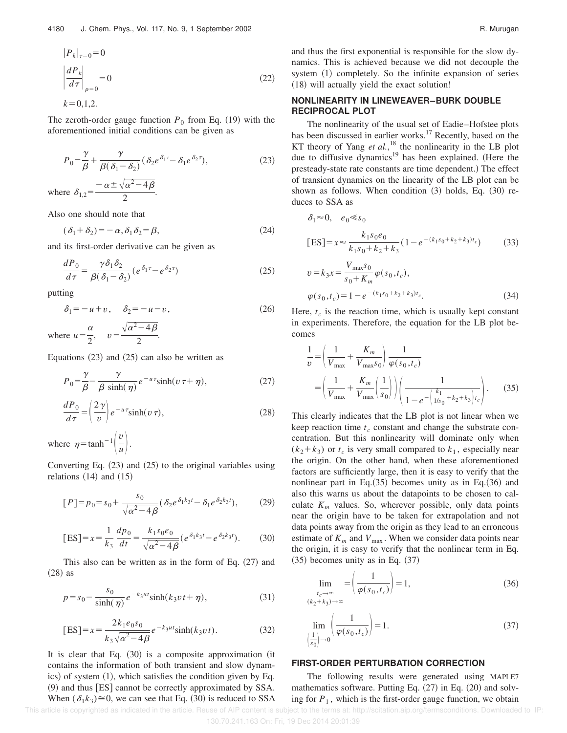$$
\begin{aligned}
&|P_k|_{\tau=0}=0\\
&\left|\frac{dP_k}{d\tau}\right|_{\rho=0}=0 \qquad (22)\\
&k=0,1,2.
\end{aligned}
$$

The zeroth-order gauge function $P_0$ from Eq. (19) with the aforementioned initial conditions can be given as

$$
P_0=\frac{\gamma}{\beta}+\frac{\gamma}{\beta(\delta_1-\delta_2)}(\delta_2 e^{\delta_1\tau}-\delta_1 e^{\delta_2\tau}), \tag{23}
$$

where $\delta_{1,2}=\frac{-\alpha\pm\sqrt{\alpha^2-4\beta}}{2}$.

Also one should note that

$$
(\delta_1+\delta_2)=-\alpha, \delta_1\delta_2=\beta, \tag{24}
$$

and its first-order derivative can be given as

$$
\frac{dP_0}{d\tau}=\frac{\gamma\delta_1\delta_2}{\beta(\delta_1-\delta_2)}(e^{\delta_1\tau}-e^{\delta_2\tau}) \tag{25}
$$

putting

$$
\delta_1=-u+v, \quad \delta_2=-u-v, \tag{26}
$$

where $u=\frac{\alpha}{2}, \quad v=\frac{\sqrt{\alpha^2-4\beta}}{2}$.

Equations (23) and (25) can also be written as

$$
P_0=\frac{\gamma}{\beta}-\frac{\gamma}{\beta\sinh(\eta)}e^{-u\tau}\sinh(v\tau+\eta), \tag{27}
$$

$$
\frac{dP_0}{d\tau}=\left(\frac{2\gamma}{v}\right)e^{-u\tau}\sinh(v\tau), \tag{28}
$$

where $\eta=\tanh^{-1}\left(\frac{v}{u}\right)$.

Converting Eq. (23) and (25) to the original variables using relations (14) and (15)

$$
[P]=p_0=s_0+\frac{s_0}{\sqrt{\alpha^2-4\beta}}(\delta_2 e^{\delta_1 k_3 t}-\delta_1 e^{\delta_2 k_3 t}), \tag{29}
$$

$$
[\mathrm{ES}]=x=\frac{1}{k_3}\frac{dp_0}{dt}=\frac{k_1 s_0 e_0}{\sqrt{\alpha^2-4\beta}}(e^{\delta_1 k_3 t}-e^{\delta_2 k_3 t}). \tag{30}
$$

This also can be written as in the form of Eq. (27) and (28) as

$$
p=s_0-\frac{s_0}{\sinh(\eta)}e^{-k_3 u t}\sinh(k_3 v t+\eta), \tag{31}
$$

$$
[\mathrm{ES}]=x=\frac{2k_1 e_0 s_0}{k_3\sqrt{\alpha^2-4\beta}}e^{-k_3 u t}\sinh(k_3 v t). \tag{32}
$$

It is clear that Eq. (30) is a composite approximation (it contains the information of both transient and slow dynamics) of system (1), which satisfies the condition given by Eq. (9) and thus [ES] cannot be correctly approximated by SSA. When $(\delta_1 k_3)\cong 0$, we can see that Eq. (30) is reduced to SSA and thus the first exponential is responsible for the slow dynamics. This is achieved because we did not decouple the system (1) completely. So the infinite expansion of series (18) will actually yield the exact solution!

## NONLINEARITY IN LINEWEAVER–BURK DOUBLE RECIPROCAL PLOT

The nonlinearity of the usual set of Eadie–Hofstee plots has been discussed in earlier works.[17] Recently, based on the KT theory of Yang *et al.*,[18] the nonlinearity in the LB plot due to diffusive dynamics[19] has been explained. (Here the presteady-state rate constants are time dependent.) The effect of transient dynamics on the linearity of the LB plot can be shown as follows. When condition (3) holds, Eq. (30) reduces to SSA as

$$
\delta_1\approx 0, \quad e_0\ll s_0
$$

$$
[\mathrm{ES}]=x\approx\frac{k_1 s_0 e_0}{k_1 s_0+k_2+k_3}(1-e^{-(k_1 s_0+k_2+k_3)t_c}) \tag{33}
$$

$$
v=k_3 x=\frac{V_{\max}s_0}{s_0+K_m}\varphi(s_0,t_c),
$$

$$
\varphi(s_0,t_c)=1-e^{-(k_1 s_0+k_2+k_3)t_c}. \tag{34}
$$

Here, $t_c$ is the reaction time, which is usually kept constant in experiments. Therefore, the equation for the LB plot becomes

$$
\begin{aligned}
\frac{1}{v}&=\left(\frac{1}{V_{\max}}+\frac{K_m}{V_{\max}s_0}\right)\frac{1}{\varphi(s_0,t_c)}\\
&=\left(\frac{1}{V_{\max}}+\frac{K_m}{V_{\max}}\left(\frac{1}{s_0}\right)\right)\left(\frac{1}{1-e^{-\left(\frac{k_1}{1/s_0}+k_2+k_3\right)t_c}}\right).
\end{aligned} \tag{35}
$$

This clearly indicates that the LB plot is not linear when we keep reaction time $t_c$ constant and change the substrate concentration. But this nonlinearity will dominate only when $(k_2+k_3)$ or $t_c$ is very small compared to $k_1$, especially near the origin. On the other hand, when these aforementioned factors are sufficiently large, then it is easy to verify that the nonlinear part in Eq.(35) becomes unity as in Eq.(36) and also this warns us about the datapoints to be chosen to calculate $K_m$ values. So, wherever possible, only data points near the origin have to be taken for extrapolation and not data points away from the origin as they lead to an erroneous estimate of $K_m$ and $V_{\max}$. When we consider data points near the origin, it is easy to verify that the nonlinear term in Eq. (35) becomes unity as in Eq. (37)

$$
\lim_{\substack{t_c\to\infty\\(k_2+k_3)\to\infty}}=\left(\frac{1}{\varphi(s_0,t_c)}\right)=1, \tag{36}
$$

$$
\lim_{\left(\frac{1}{s_0}\right)\to 0}\left(\frac{1}{\varphi(s_0,t_c)}\right)=1. \tag{37}
$$

## FIRST-ORDER PERTURBATION CORRECTION

The following results were generated using MAPLE7 mathematics software. Putting Eq. (27) in Eq. (20) and solving for $P_1$, which is the first-order gauge function, we obtain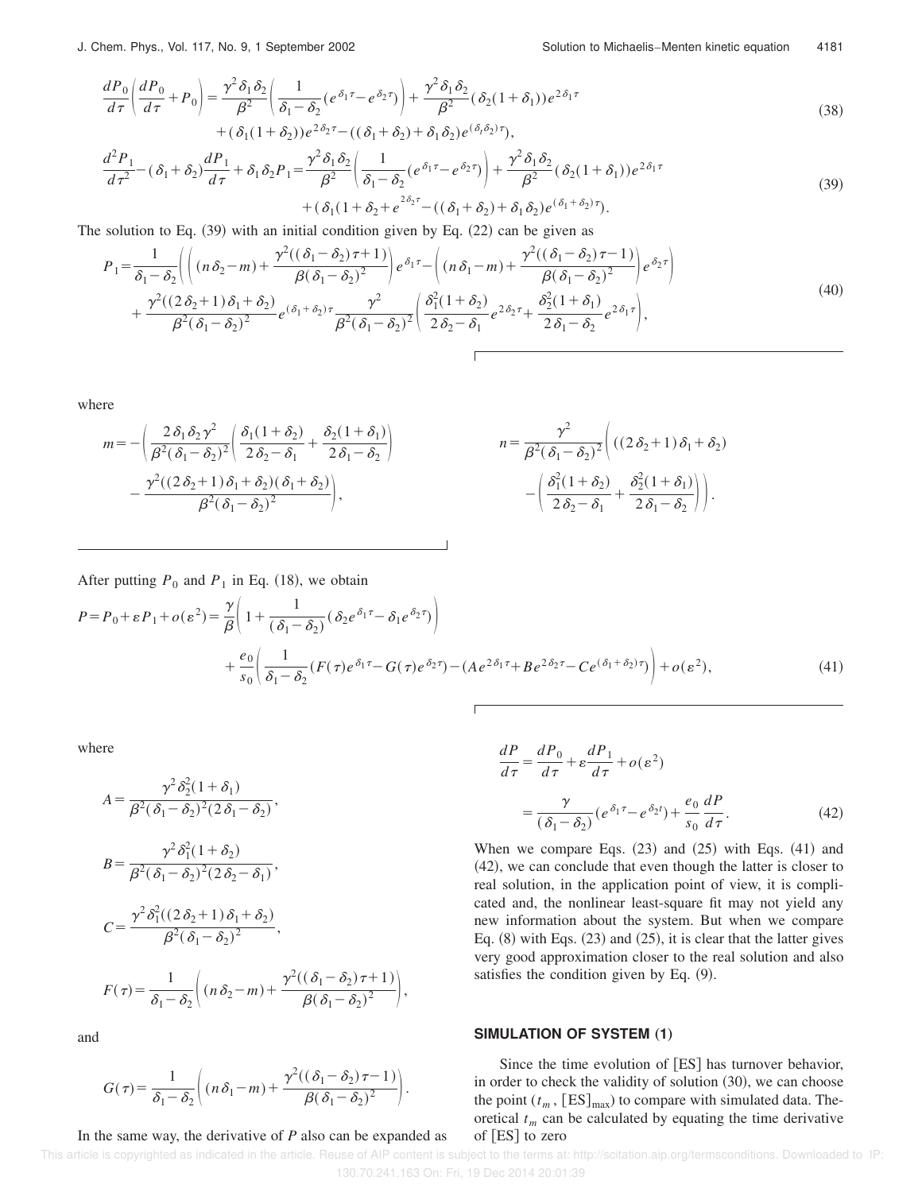$$\frac{dP_0}{d\tau}\left(\frac{dP_0}{d\tau}+P_0\right)=\frac{\gamma^2\delta_1\delta_2}{\beta^2}\left(\frac{1}{\delta_1-\delta_2}(e^{\delta_1\tau}-e^{\delta_2\tau})\right)+\frac{\gamma^2\delta_1\delta_2}{\beta^2}(\delta_2(1+\delta_1))e^{2\delta_1\tau}$$
$$+(\delta_1(1+\delta_2))e^{2\delta_2\tau}-((\delta_1+\delta_2)+\delta_1\delta_2)e^{(\delta_t\delta_2)\tau}), \tag{38}$$

$$\frac{d^2P_1}{d\tau^2}-(\delta_1+\delta_2)\frac{dP_1}{d\tau}+\delta_1\delta_2P_1=\frac{\gamma^2\delta_1\delta_2}{\beta^2}\left(\frac{1}{\delta_1-\delta_2}(e^{\delta_1\tau}-e^{\delta_2\tau})\right)+\frac{\gamma^2\delta_1\delta_2}{\beta^2}(\delta_2(1+\delta_1))e^{2\delta_1\tau}$$
$$+(\delta_1(1+\delta_2+e^{2\delta_2\tau}-((\delta_1+\delta_2)+\delta_1\delta_2)e^{(\delta_1+\delta_2)\tau}). \tag{39}$$

The solution to Eq. (39) with an initial condition given by Eq. (22) can be given as

$$P_1=\frac{1}{\delta_1-\delta_2}\left(\left((n\delta_2-m)+\frac{\gamma^2((\delta_1-\delta_2)\tau+1)}{\beta(\delta_1-\delta_2)^2}\right)e^{\delta_1\tau}-\left((n\delta_1-m)+\frac{\gamma^2((\delta_1-\delta_2)\tau-1)}{\beta(\delta_1-\delta_2)^2}\right)e^{\delta_2\tau}\right)$$
$$+\frac{\gamma^2((2\delta_2+1)\delta_1+\delta_2)}{\beta^2(\delta_1-\delta_2)^2}e^{(\delta_1+\delta_2)\tau}\frac{\gamma^2}{\beta^2(\delta_1-\delta_2)^2}\left(\frac{\delta_1^2(1+\delta_2)}{2\delta_2-\delta_1}e^{2\delta_2\tau}+\frac{\delta_2^2(1+\delta_1)}{2\delta_1-\delta_2}e^{2\delta_1\tau}\right), \tag{40}$$

where

$$m=-\left(\frac{2\delta_1\delta_2\gamma^2}{\beta^2(\delta_1-\delta_2)^2}\left(\frac{\delta_1(1+\delta_2)}{2\delta_2-\delta_1}+\frac{\delta_2(1+\delta_1)}{2\delta_1-\delta_2}\right)-\frac{\gamma^2((2\delta_2+1)\delta_1+\delta_2)(\delta_1+\delta_2)}{\beta^2(\delta_1-\delta_2)^2}\right),$$

$$n=\frac{\gamma^2}{\beta^2(\delta_1-\delta_2)^2}\left(((2\delta_2+1)\delta_1+\delta_2)-\left(\frac{\delta_1^2(1+\delta_2)}{2\delta_2-\delta_1}+\frac{\delta_2^2(1+\delta_1)}{2\delta_1-\delta_2}\right)\right).$$

After putting $P_0$ and $P_1$ in Eq. (18), we obtain

$$P=P_0+\varepsilon P_1+o(\varepsilon^2)=\frac{\gamma}{\beta}\left(1+\frac{1}{(\delta_1-\delta_2)}(\delta_2e^{\delta_1\tau}-\delta_1e^{\delta_2\tau})\right)$$
$$+\frac{e_0}{s_0}\left(\frac{1}{\delta_1-\delta_2}(F(\tau)e^{\delta_1\tau}-G(\tau)e^{\delta_2\tau})-(Ae^{2\delta_1\tau}+Be^{2\delta_2\tau}-Ce^{(\delta_1+\delta_2)\tau})\right)+o(\varepsilon^2), \tag{41}$$

where

$$A=\frac{\gamma^2\delta_2^2(1+\delta_1)}{\beta^2(\delta_1-\delta_2)^2(2\delta_1-\delta_2)},$$

$$B=\frac{\gamma^2\delta_1^2(1+\delta_2)}{\beta^2(\delta_1-\delta_2)^2(2\delta_2-\delta_1)},$$

$$C=\frac{\gamma^2\delta_1^2((2\delta_2+1)\delta_1+\delta_2)}{\beta^2(\delta_1-\delta_2)^2},$$

$$F(\tau)=\frac{1}{\delta_1-\delta_2}\left((n\delta_2-m)+\frac{\gamma^2((\delta_1-\delta_2)\tau+1)}{\beta(\delta_1-\delta_2)^2}\right),$$

and

$$G(\tau)=\frac{1}{\delta_1-\delta_2}\left((n\delta_1-m)+\frac{\gamma^2((\delta_1-\delta_2)\tau-1)}{\beta(\delta_1-\delta_2)^2}\right).$$

In the same way, the derivative of $P$ also can be expanded as

$$\frac{dP}{d\tau}=\frac{dP_0}{d\tau}+\varepsilon\frac{dP_1}{d\tau}+o(\varepsilon^2)$$
$$=\frac{\gamma}{(\delta_1-\delta_2)}(e^{\delta_1\tau}-e^{\delta_2t})+\frac{e_0}{s_0}\frac{dP}{d\tau}. \tag{42}$$

When we compare Eqs. (23) and (25) with Eqs. (41) and (42), we can conclude that even though the latter is closer to real solution, in the application point of view, it is complicated and, the nonlinear least-square fit may not yield any new information about the system. But when we compare Eq. (8) with Eqs. (23) and (25), it is clear that the latter gives very good approximation closer to the real solution and also satisfies the condition given by Eq. (9).

## SIMULATION OF SYSTEM (1)

Since the time evolution of [ES] has turnover behavior, in order to check the validity of solution (30), we can choose the point ($t_m$, $[\mathrm{ES}]_{\max}$) to compare with simulated data. Theoretical $t_m$ can be calculated by equating the time derivative of [ES] to zero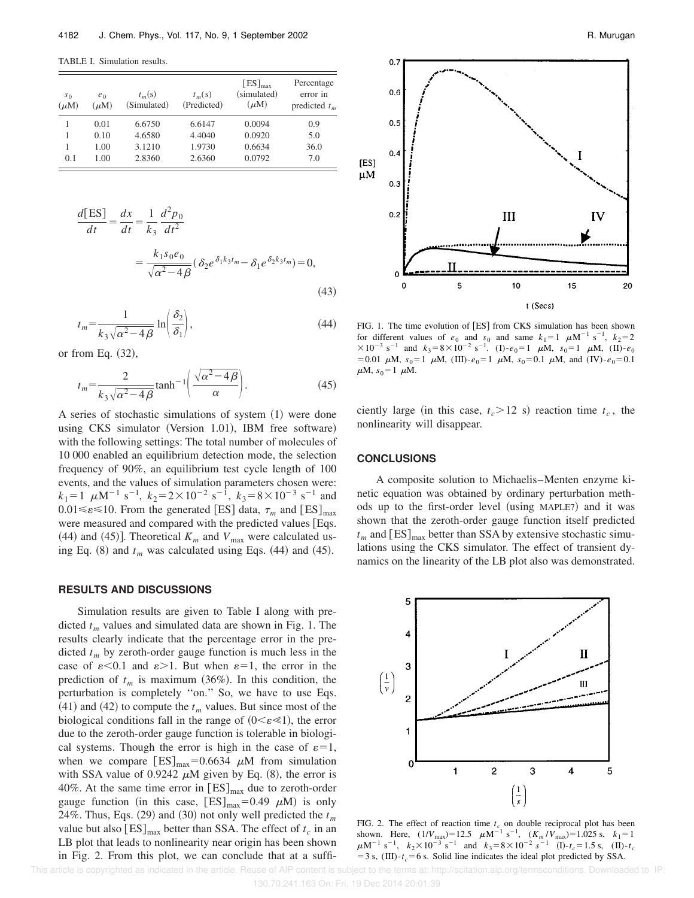TABLE I. Simulation results.

| $s_0$ ($\mu$M) | $e_0$ ($\mu$M) | $t_m$(s) (Simulated) | $t_m$(s) (Predicted) | $[\mathrm{ES}]_{\max}$ (simulated) ($\mu$M) | Percentage error in predicted $t_m$ |
|---|---|---|---|---|---|
| 1 | 0.01 | 6.6750 | 6.6147 | 0.0094 | 0.9 |
| 1 | 0.10 | 4.6580 | 4.4040 | 0.0920 | 5.0 |
| 1 | 1.00 | 3.1210 | 1.9730 | 0.6634 | 36.0 |
| 0.1 | 1.00 | 2.8360 | 2.6360 | 0.0792 | 7.0 |

$$\frac{d[\mathrm{ES}]}{dt}=\frac{dx}{dt}=\frac{1}{k_3}\frac{d^2p_0}{dt^2}$$
$$=\frac{k_1 s_0 e_0}{\sqrt{\alpha^2-4\beta}}\left(\delta_2 e^{\delta_1 k_3 t_m}-\delta_1 e^{\delta_2 k_3 t_m}\right)=0, \tag{43}$$

$$t_m=\frac{1}{k_3\sqrt{\alpha^2-4\beta}}\ln\left(\frac{\delta_2}{\delta_1}\right), \tag{44}$$

or from Eq. (32),

$$t_m=\frac{2}{k_3\sqrt{\alpha^2-4\beta}}\tanh^{-1}\left(\frac{\sqrt{\alpha^2-4\beta}}{\alpha}\right). \tag{45}$$

A series of stochastic simulations of system (1) were done using CKS simulator (Version 1.01), IBM free software) with the following settings: The total number of molecules of 10 000 enabled an equilibrium detection mode, the selection frequency of 90%, an equilibrium test cycle length of 100 events, and the values of simulation parameters chosen were: $k_1=1\ \mu\mathrm{M}^{-1}\ \mathrm{s}^{-1}$, $k_2=2\times10^{-2}\ \mathrm{s}^{-1}$, $k_3=8\times10^{-3}\ \mathrm{s}^{-1}$ and $0.01\leqslant\varepsilon\leqslant10$. From the generated [ES] data, $\tau_m$ and $[\mathrm{ES}]_{\max}$ were measured and compared with the predicted values [Eqs. (44) and (45)]. Theoretical $K_m$ and $V_{\max}$ were calculated using Eq. (8) and $t_m$ was calculated using Eqs. (44) and (45).

## RESULTS AND DISCUSSIONS

Simulation results are given to Table I along with predicted $t_m$ values and simulated data are shown in Fig. 1. The results clearly indicate that the percentage error in the predicted $t_m$ by zeroth-order gauge function is much less in the case of $\varepsilon<0.1$ and $\varepsilon>1$. But when $\varepsilon=1$, the error in the prediction of $t_m$ is maximum (36%). In this condition, the perturbation is completely "on." So, we have to use Eqs. (41) and (42) to compute the $t_m$ values. But since most of the biological conditions fall in the range of $(0<\varepsilon\ll1)$, the error due to the zeroth-order gauge function is tolerable in biological systems. Though the error is high in the case of $\varepsilon=1$, when we compare $[\mathrm{ES}]_{\max}=0.6634\ \mu\mathrm{M}$ from simulation with SSA value of 0.9242 $\mu$M given by Eq. (8), the error is 40%. At the same time error in $[\mathrm{ES}]_{\max}$ due to zeroth-order gauge function (in this case, $[\mathrm{ES}]_{\max}=0.49\ \mu\mathrm{M}$) is only 24%. Thus, Eqs. (29) and (30) not only well predicted the $t_m$ value but also $[\mathrm{ES}]_{\max}$ better than SSA. The effect of $t_c$ in an LB plot that leads to nonlinearity near origin has been shown in Fig. 2. From this plot, we can conclude that at a sufficiently large (in this case, $t_c>12$ s) reaction time $t_c$, the nonlinearity will disappear.

FIG. 1. The time evolution of [ES] from CKS simulation has been shown for different values of $e_0$ and $s_0$ and same $k_1=1\ \mu\mathrm{M}^{-1}\ \mathrm{s}^{-1}$, $k_2=2\times10^{-3}\ \mathrm{s}^{-1}$ and $k_3=8\times10^{-2}\ \mathrm{s}^{-1}$. (I)-$e_0=1\ \mu$M, $s_0=1\ \mu$M, (II)-$e_0=0.01\ \mu$M, $s_0=1\ \mu$M, (III)-$e_0=1\ \mu$M, $s_0=0.1\ \mu$M, and (IV)-$e_0=0.1\ \mu$M, $s_0=1\ \mu$M.

## CONCLUSIONS

A composite solution to Michaelis–Menten enzyme kinetic equation was obtained by ordinary perturbation methods up to the first-order level (using MAPLE7) and it was shown that the zeroth-order gauge function itself predicted $t_m$ and $[\mathrm{ES}]_{\max}$ better than SSA by extensive stochastic simulations using the CKS simulator. The effect of transient dynamics on the linearity of the LB plot also was demonstrated.

FIG. 2. The effect of reaction time $t_c$ on double reciprocal plot has been shown. Here, $(1/V_{\max})=12.5\ \mu\mathrm{M}^{-1}\ \mathrm{s}^{-1}$, $(K_m/V_{\max})=1.025$ s, $k_1=1\ \mu\mathrm{M}^{-1}\ \mathrm{s}^{-1}$, $k_2\times10^{-3}\ \mathrm{s}^{-1}$ and $k_3=8\times10^{-2}\ s^{-1}$ (I)-$t_c=1.5$ s, (II)-$t_c=3$ s, (III)-$t_c=6$ s. Solid line indicates the ideal plot predicted by SSA.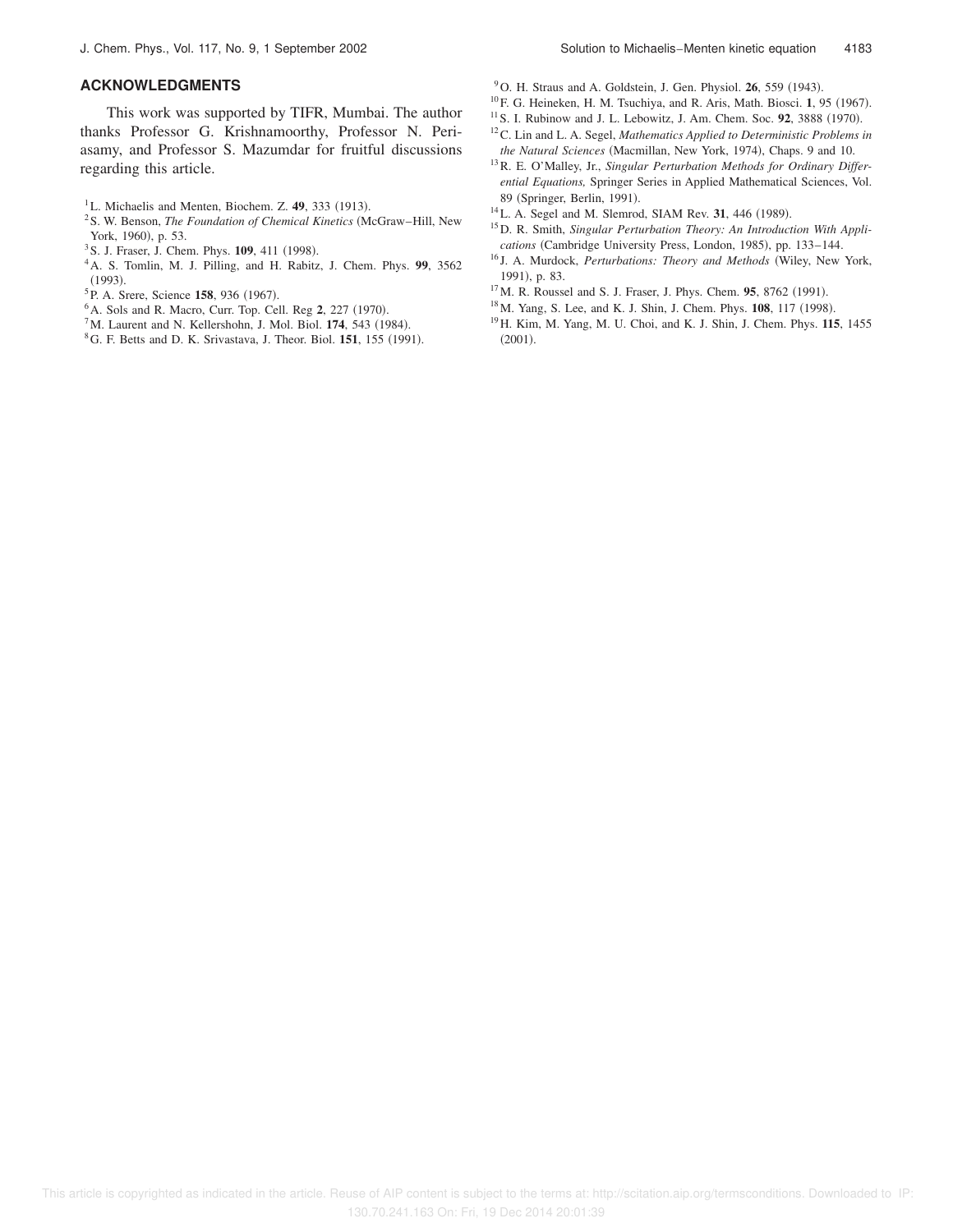## ACKNOWLEDGMENTS

This work was supported by TIFR, Mumbai. The author thanks Professor G. Krishnamoorthy, Professor N. Periasamy, and Professor S. Mazumdar for fruitful discussions regarding this article.

[1] L. Michaelis and Menten, Biochem. Z. **49**, 333 (1913).
[2] S. W. Benson, *The Foundation of Chemical Kinetics* (McGraw–Hill, New York, 1960), p. 53.
[3] S. J. Fraser, J. Chem. Phys. **109**, 411 (1998).
[4] A. S. Tomlin, M. J. Pilling, and H. Rabitz, J. Chem. Phys. **99**, 3562 (1993).
[5] P. A. Srere, Science **158**, 936 (1967).
[6] A. Sols and R. Macro, Curr. Top. Cell. Reg **2**, 227 (1970).
[7] M. Laurent and N. Kellershohn, J. Mol. Biol. **174**, 543 (1984).
[8] G. F. Betts and D. K. Srivastava, J. Theor. Biol. **151**, 155 (1991).
[9] O. H. Straus and A. Goldstein, J. Gen. Physiol. **26**, 559 (1943).
[10] F. G. Heineken, H. M. Tsuchiya, and R. Aris, Math. Biosci. **1**, 95 (1967).
[11] S. I. Rubinow and J. L. Lebowitz, J. Am. Chem. Soc. **92**, 3888 (1970).
[12] C. Lin and L. A. Segel, *Mathematics Applied to Deterministic Problems in the Natural Sciences* (Macmillan, New York, 1974), Chaps. 9 and 10.
[13] R. E. O'Malley, Jr., *Singular Perturbation Methods for Ordinary Differential Equations,* Springer Series in Applied Mathematical Sciences, Vol. 89 (Springer, Berlin, 1991).
[14] L. A. Segel and M. Slemrod, SIAM Rev. **31**, 446 (1989).
[15] D. R. Smith, *Singular Perturbation Theory: An Introduction With Applications* (Cambridge University Press, London, 1985), pp. 133–144.
[16] J. A. Murdock, *Perturbations: Theory and Methods* (Wiley, New York, 1991), p. 83.
[17] M. R. Roussel and S. J. Fraser, J. Phys. Chem. **95**, 8762 (1991).
[18] M. Yang, S. Lee, and K. J. Shin, J. Chem. Phys. **108**, 117 (1998).
[19] H. Kim, M. Yang, M. U. Choi, and K. J. Shin, J. Chem. Phys. **115**, 1455 (2001).